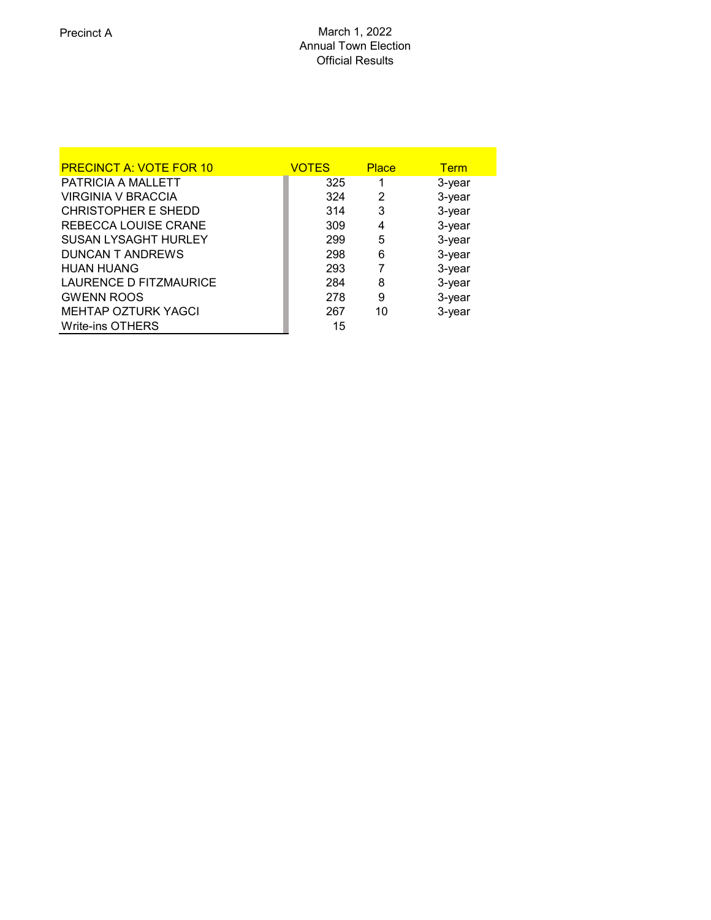Precinct A

March 1, 2022
Annual Town Election
Official Results

| PRECINCT A: VOTE FOR 10 | VOTES | Place | Term |
|---|---|---|---|
| PATRICIA A MALLETT | 325 | 1 | 3-year |
| VIRGINIA V BRACCIA | 324 | 2 | 3-year |
| CHRISTOPHER E SHEDD | 314 | 3 | 3-year |
| REBECCA LOUISE CRANE | 309 | 4 | 3-year |
| SUSAN LYSAGHT HURLEY | 299 | 5 | 3-year |
| DUNCAN T ANDREWS | 298 | 6 | 3-year |
| HUAN HUANG | 293 | 7 | 3-year |
| LAURENCE D FITZMAURICE | 284 | 8 | 3-year |
| GWENN ROOS | 278 | 9 | 3-year |
| MEHTAP OZTURK YAGCI | 267 | 10 | 3-year |
| Write-ins OTHERS | 15 | | |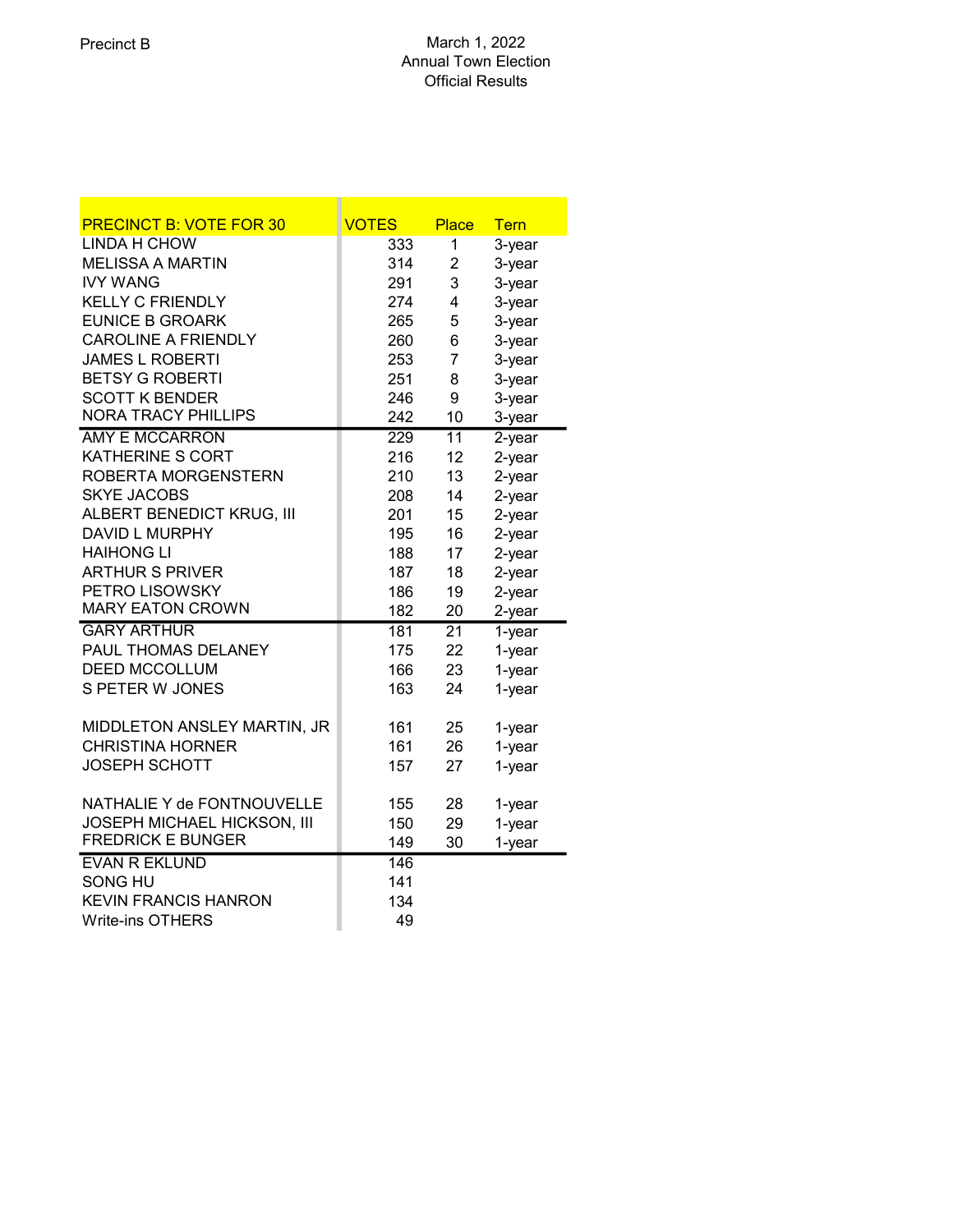Precinct B

March 1, 2022
Annual Town Election
Official Results

| PRECINCT B: VOTE FOR 30 | VOTES | Place | Tern |
|---|---|---|---|
| LINDA H CHOW | 333 | 1 | 3-year |
| MELISSA A MARTIN | 314 | 2 | 3-year |
| IVY WANG | 291 | 3 | 3-year |
| KELLY C FRIENDLY | 274 | 4 | 3-year |
| EUNICE B GROARK | 265 | 5 | 3-year |
| CAROLINE A FRIENDLY | 260 | 6 | 3-year |
| JAMES L ROBERTI | 253 | 7 | 3-year |
| BETSY G ROBERTI | 251 | 8 | 3-year |
| SCOTT K BENDER | 246 | 9 | 3-year |
| NORA TRACY PHILLIPS | 242 | 10 | 3-year |
| AMY E MCCARRON | 229 | 11 | 2-year |
| KATHERINE S CORT | 216 | 12 | 2-year |
| ROBERTA MORGENSTERN | 210 | 13 | 2-year |
| SKYE JACOBS | 208 | 14 | 2-year |
| ALBERT BENEDICT KRUG, III | 201 | 15 | 2-year |
| DAVID L MURPHY | 195 | 16 | 2-year |
| HAIHONG LI | 188 | 17 | 2-year |
| ARTHUR S PRIVER | 187 | 18 | 2-year |
| PETRO LISOWSKY | 186 | 19 | 2-year |
| MARY EATON CROWN | 182 | 20 | 2-year |
| GARY ARTHUR | 181 | 21 | 1-year |
| PAUL THOMAS DELANEY | 175 | 22 | 1-year |
| DEED MCCOLLUM | 166 | 23 | 1-year |
| S PETER W JONES | 163 | 24 | 1-year |
| MIDDLETON ANSLEY MARTIN, JR | 161 | 25 | 1-year |
| CHRISTINA HORNER | 161 | 26 | 1-year |
| JOSEPH SCHOTT | 157 | 27 | 1-year |
| NATHALIE Y de FONTNOUVELLE | 155 | 28 | 1-year |
| JOSEPH MICHAEL HICKSON, III | 150 | 29 | 1-year |
| FREDRICK E BUNGER | 149 | 30 | 1-year |
| EVAN R EKLUND | 146 | | |
| SONG HU | 141 | | |
| KEVIN FRANCIS HANRON | 134 | | |
| Write-ins OTHERS | 49 | | |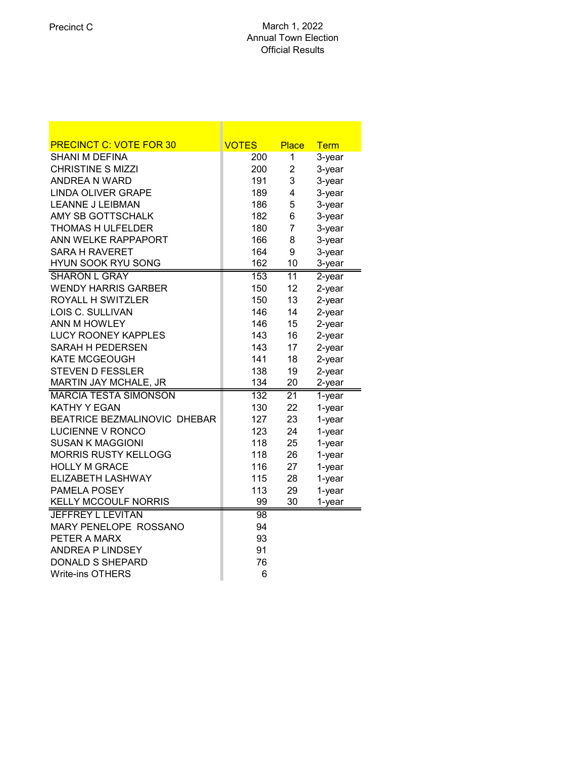Precinct C

March 1, 2022
Annual Town Election
Official Results

| PRECINCT C: VOTE FOR 30 | VOTES | Place | Term |
|---|---|---|---|
| SHANI M DEFINA | 200 | 1 | 3-year |
| CHRISTINE S MIZZI | 200 | 2 | 3-year |
| ANDREA N WARD | 191 | 3 | 3-year |
| LINDA OLIVER GRAPE | 189 | 4 | 3-year |
| LEANNE J LEIBMAN | 186 | 5 | 3-year |
| AMY SB GOTTSCHALK | 182 | 6 | 3-year |
| THOMAS H ULFELDER | 180 | 7 | 3-year |
| ANN WELKE RAPPAPORT | 166 | 8 | 3-year |
| SARA H RAVERET | 164 | 9 | 3-year |
| HYUN SOOK RYU SONG | 162 | 10 | 3-year |
| SHARON L GRAY | 153 | 11 | 2-year |
| WENDY HARRIS GARBER | 150 | 12 | 2-year |
| ROYALL H SWITZLER | 150 | 13 | 2-year |
| LOIS C. SULLIVAN | 146 | 14 | 2-year |
| ANN M HOWLEY | 146 | 15 | 2-year |
| LUCY ROONEY KAPPLES | 143 | 16 | 2-year |
| SARAH H PEDERSEN | 143 | 17 | 2-year |
| KATE MCGEOUGH | 141 | 18 | 2-year |
| STEVEN D FESSLER | 138 | 19 | 2-year |
| MARTIN JAY MCHALE, JR | 134 | 20 | 2-year |
| MARCIA TESTA SIMONSON | 132 | 21 | 1-year |
| KATHY Y EGAN | 130 | 22 | 1-year |
| BEATRICE BEZMALINOVIC DHEBAR | 127 | 23 | 1-year |
| LUCIENNE V RONCO | 123 | 24 | 1-year |
| SUSAN K MAGGIONI | 118 | 25 | 1-year |
| MORRIS RUSTY KELLOGG | 118 | 26 | 1-year |
| HOLLY M GRACE | 116 | 27 | 1-year |
| ELIZABETH LASHWAY | 115 | 28 | 1-year |
| PAMELA POSEY | 113 | 29 | 1-year |
| KELLY MCCOULF NORRIS | 99 | 30 | 1-year |
| JEFFREY L LEVITAN | 98 | | |
| MARY PENELOPE ROSSANO | 94 | | |
| PETER A MARX | 93 | | |
| ANDREA P LINDSEY | 91 | | |
| DONALD S SHEPARD | 76 | | |
| Write-ins OTHERS | 6 | | |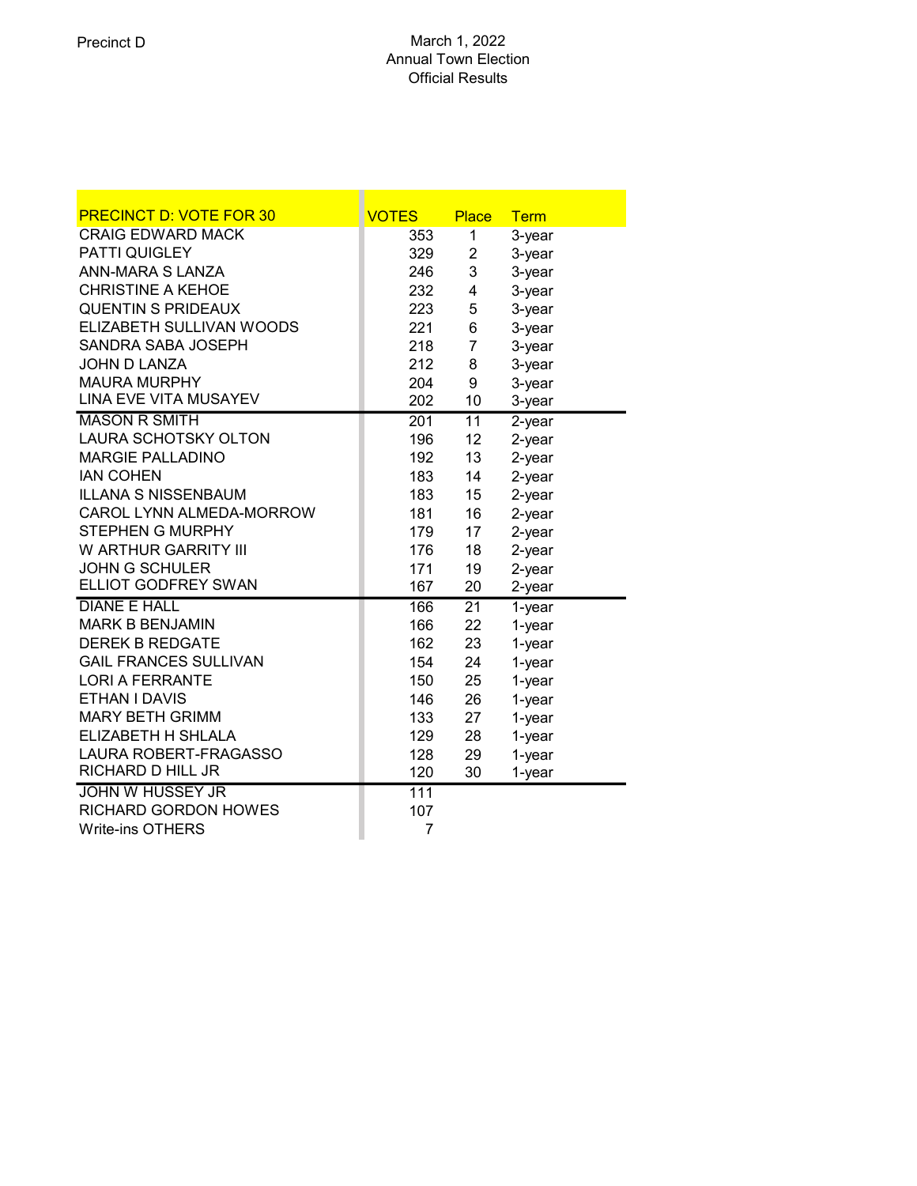Precinct D

March 1, 2022
Annual Town Election
Official Results

| PRECINCT D: VOTE FOR 30 | VOTES | Place | Term |
|---|---|---|---|
| CRAIG EDWARD MACK | 353 | 1 | 3-year |
| PATTI QUIGLEY | 329 | 2 | 3-year |
| ANN-MARA S LANZA | 246 | 3 | 3-year |
| CHRISTINE A KEHOE | 232 | 4 | 3-year |
| QUENTIN S PRIDEAUX | 223 | 5 | 3-year |
| ELIZABETH SULLIVAN WOODS | 221 | 6 | 3-year |
| SANDRA SABA JOSEPH | 218 | 7 | 3-year |
| JOHN D LANZA | 212 | 8 | 3-year |
| MAURA MURPHY | 204 | 9 | 3-year |
| LINA EVE VITA MUSAYEV | 202 | 10 | 3-year |
| MASON R SMITH | 201 | 11 | 2-year |
| LAURA SCHOTSKY OLTON | 196 | 12 | 2-year |
| MARGIE PALLADINO | 192 | 13 | 2-year |
| IAN COHEN | 183 | 14 | 2-year |
| ILLANA S NISSENBAUM | 183 | 15 | 2-year |
| CAROL LYNN ALMEDA-MORROW | 181 | 16 | 2-year |
| STEPHEN G MURPHY | 179 | 17 | 2-year |
| W ARTHUR GARRITY III | 176 | 18 | 2-year |
| JOHN G SCHULER | 171 | 19 | 2-year |
| ELLIOT GODFREY SWAN | 167 | 20 | 2-year |
| DIANE E HALL | 166 | 21 | 1-year |
| MARK B BENJAMIN | 166 | 22 | 1-year |
| DEREK B REDGATE | 162 | 23 | 1-year |
| GAIL FRANCES SULLIVAN | 154 | 24 | 1-year |
| LORI A FERRANTE | 150 | 25 | 1-year |
| ETHAN I DAVIS | 146 | 26 | 1-year |
| MARY BETH GRIMM | 133 | 27 | 1-year |
| ELIZABETH H SHLALA | 129 | 28 | 1-year |
| LAURA ROBERT-FRAGASSO | 128 | 29 | 1-year |
| RICHARD D HILL JR | 120 | 30 | 1-year |
| JOHN W HUSSEY JR | 111 | | |
| RICHARD GORDON HOWES | 107 | | |
| Write-ins OTHERS | 7 | | |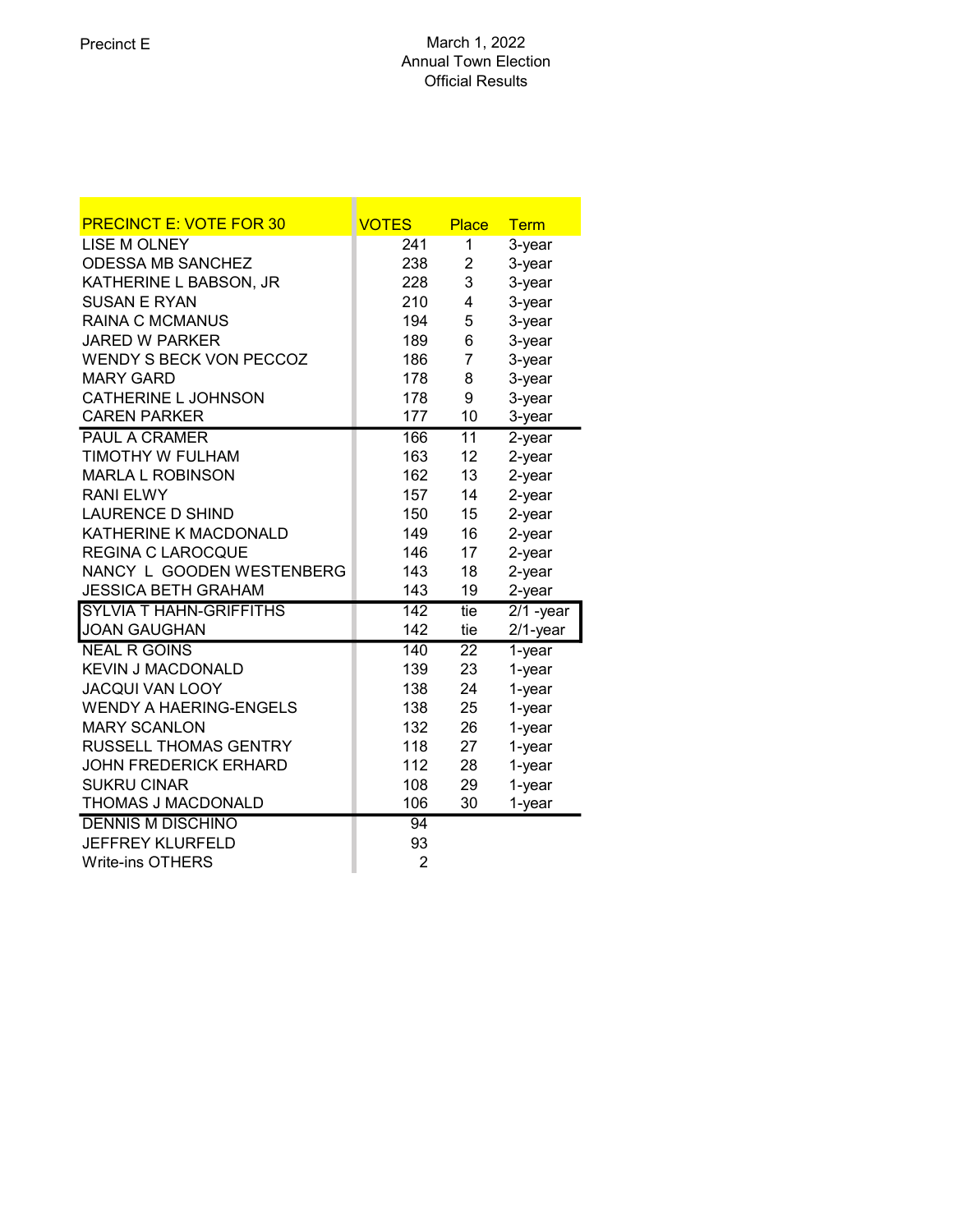Precinct E

March 1, 2022
Annual Town Election
Official Results

| PRECINCT E: VOTE FOR 30 | VOTES | Place | Term |
|---|---|---|---|
| LISE M OLNEY | 241 | 1 | 3-year |
| ODESSA MB SANCHEZ | 238 | 2 | 3-year |
| KATHERINE L BABSON, JR | 228 | 3 | 3-year |
| SUSAN E RYAN | 210 | 4 | 3-year |
| RAINA C MCMANUS | 194 | 5 | 3-year |
| JARED W PARKER | 189 | 6 | 3-year |
| WENDY S BECK VON PECCOZ | 186 | 7 | 3-year |
| MARY GARD | 178 | 8 | 3-year |
| CATHERINE L JOHNSON | 178 | 9 | 3-year |
| CAREN PARKER | 177 | 10 | 3-year |
| PAUL A CRAMER | 166 | 11 | 2-year |
| TIMOTHY W FULHAM | 163 | 12 | 2-year |
| MARLA L ROBINSON | 162 | 13 | 2-year |
| RANI ELWY | 157 | 14 | 2-year |
| LAURENCE D SHIND | 150 | 15 | 2-year |
| KATHERINE K MACDONALD | 149 | 16 | 2-year |
| REGINA C LAROCQUE | 146 | 17 | 2-year |
| NANCY L GOODEN WESTENBERG | 143 | 18 | 2-year |
| JESSICA BETH GRAHAM | 143 | 19 | 2-year |
| SYLVIA T HAHN-GRIFFITHS | 142 | tie | 2/1 -year |
| JOAN GAUGHAN | 142 | tie | 2/1-year |
| NEAL R GOINS | 140 | 22 | 1-year |
| KEVIN J MACDONALD | 139 | 23 | 1-year |
| JACQUI VAN LOOY | 138 | 24 | 1-year |
| WENDY A HAERING-ENGELS | 138 | 25 | 1-year |
| MARY SCANLON | 132 | 26 | 1-year |
| RUSSELL THOMAS GENTRY | 118 | 27 | 1-year |
| JOHN FREDERICK ERHARD | 112 | 28 | 1-year |
| SUKRU CINAR | 108 | 29 | 1-year |
| THOMAS J MACDONALD | 106 | 30 | 1-year |
| DENNIS M DISCHINO | 94 | | |
| JEFFREY KLURFELD | 93 | | |
| Write-ins OTHERS | 2 | | |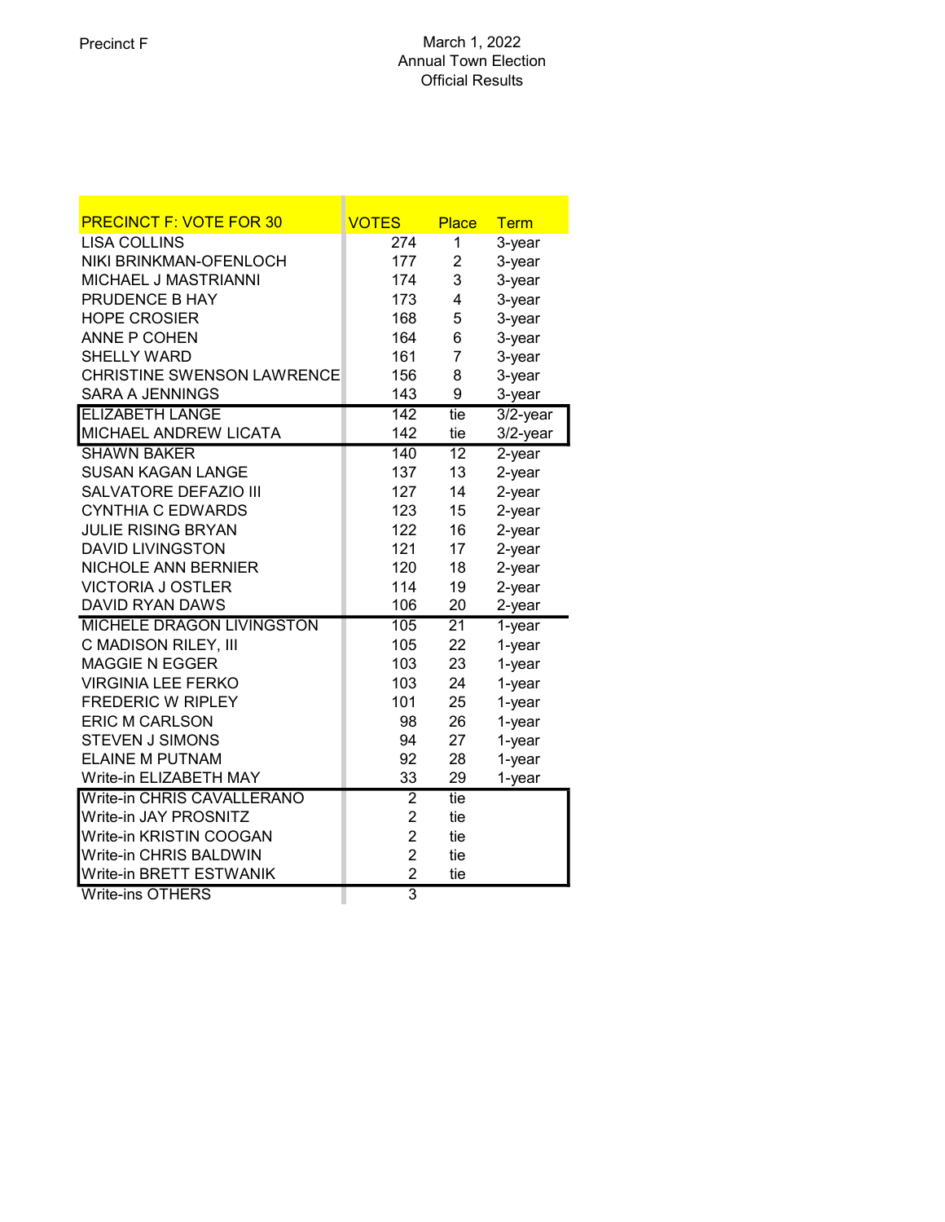Precinct F

March 1, 2022
Annual Town Election
Official Results

| PRECINCT F: VOTE FOR 30 | VOTES | Place | Term |
|---|---|---|---|
| LISA COLLINS | 274 | 1 | 3-year |
| NIKI BRINKMAN-OFENLOCH | 177 | 2 | 3-year |
| MICHAEL J MASTRIANNI | 174 | 3 | 3-year |
| PRUDENCE B HAY | 173 | 4 | 3-year |
| HOPE CROSIER | 168 | 5 | 3-year |
| ANNE P COHEN | 164 | 6 | 3-year |
| SHELLY WARD | 161 | 7 | 3-year |
| CHRISTINE SWENSON LAWRENCE | 156 | 8 | 3-year |
| SARA A JENNINGS | 143 | 9 | 3-year |
| ELIZABETH LANGE | 142 | tie | 3/2-year |
| MICHAEL ANDREW LICATA | 142 | tie | 3/2-year |
| SHAWN BAKER | 140 | 12 | 2-year |
| SUSAN KAGAN LANGE | 137 | 13 | 2-year |
| SALVATORE DEFAZIO III | 127 | 14 | 2-year |
| CYNTHIA C EDWARDS | 123 | 15 | 2-year |
| JULIE RISING BRYAN | 122 | 16 | 2-year |
| DAVID LIVINGSTON | 121 | 17 | 2-year |
| NICHOLE ANN BERNIER | 120 | 18 | 2-year |
| VICTORIA J OSTLER | 114 | 19 | 2-year |
| DAVID RYAN DAWS | 106 | 20 | 2-year |
| MICHELE DRAGON LIVINGSTON | 105 | 21 | 1-year |
| C MADISON RILEY, III | 105 | 22 | 1-year |
| MAGGIE N EGGER | 103 | 23 | 1-year |
| VIRGINIA LEE FERKO | 103 | 24 | 1-year |
| FREDERIC W RIPLEY | 101 | 25 | 1-year |
| ERIC M CARLSON | 98 | 26 | 1-year |
| STEVEN J SIMONS | 94 | 27 | 1-year |
| ELAINE M PUTNAM | 92 | 28 | 1-year |
| Write-in ELIZABETH MAY | 33 | 29 | 1-year |
| Write-in CHRIS CAVALLERANO | 2 | tie | |
| Write-in JAY PROSNITZ | 2 | tie | |
| Write-in KRISTIN COOGAN | 2 | tie | |
| Write-in CHRIS BALDWIN | 2 | tie | |
| Write-in BRETT ESTWANIK | 2 | tie | |
| Write-ins OTHERS | 3 | | |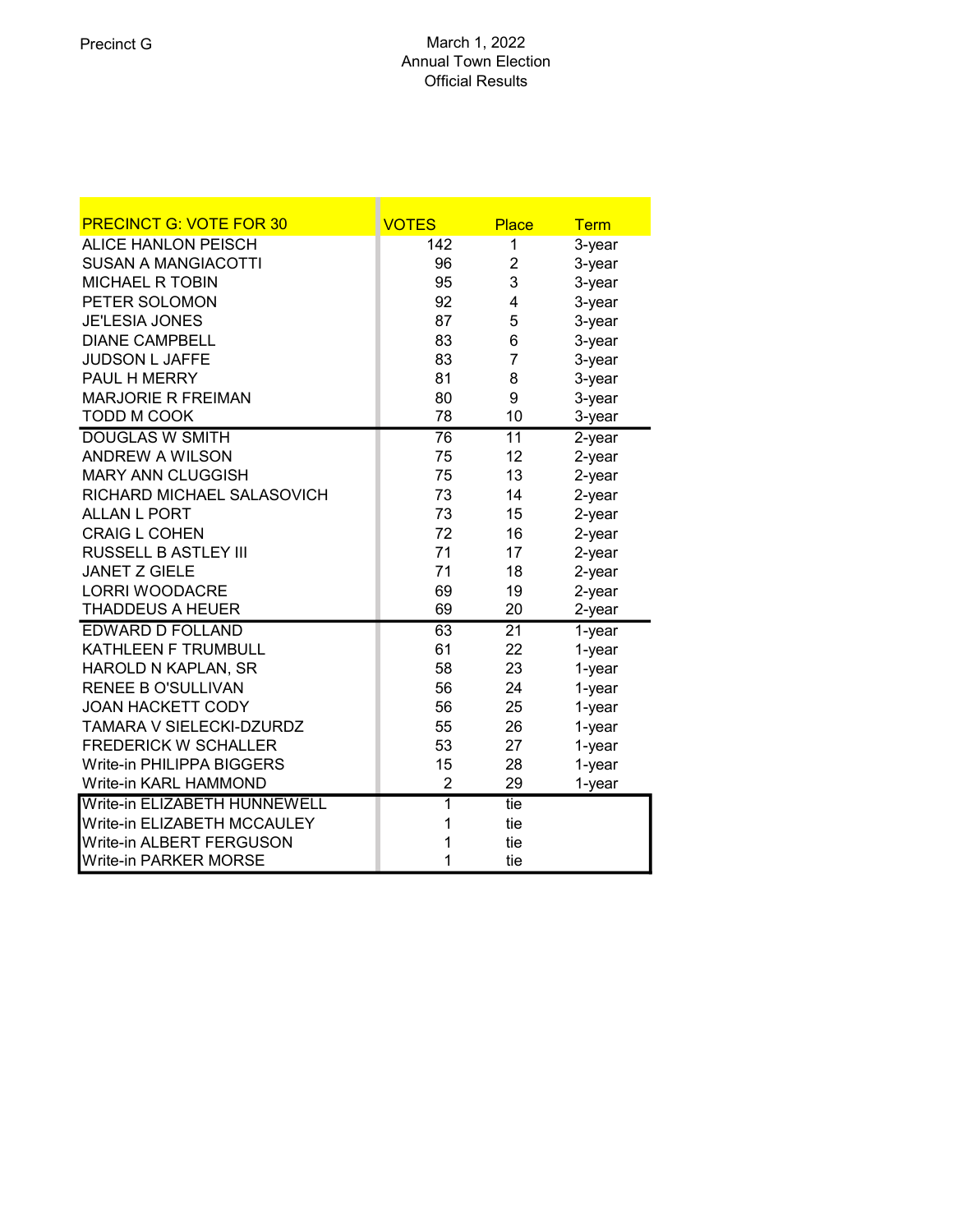Precinct G

March 1, 2022
Annual Town Election
Official Results

| PRECINCT G: VOTE FOR 30 | VOTES | Place | Term |
|---|---|---|---|
| ALICE HANLON PEISCH | 142 | 1 | 3-year |
| SUSAN A MANGIACOTTI | 96 | 2 | 3-year |
| MICHAEL R TOBIN | 95 | 3 | 3-year |
| PETER SOLOMON | 92 | 4 | 3-year |
| JE'LESIA JONES | 87 | 5 | 3-year |
| DIANE CAMPBELL | 83 | 6 | 3-year |
| JUDSON L JAFFE | 83 | 7 | 3-year |
| PAUL H MERRY | 81 | 8 | 3-year |
| MARJORIE R FREIMAN | 80 | 9 | 3-year |
| TODD M COOK | 78 | 10 | 3-year |
| DOUGLAS W SMITH | 76 | 11 | 2-year |
| ANDREW A WILSON | 75 | 12 | 2-year |
| MARY ANN CLUGGISH | 75 | 13 | 2-year |
| RICHARD MICHAEL SALASOVICH | 73 | 14 | 2-year |
| ALLAN L PORT | 73 | 15 | 2-year |
| CRAIG L COHEN | 72 | 16 | 2-year |
| RUSSELL B ASTLEY III | 71 | 17 | 2-year |
| JANET Z GIELE | 71 | 18 | 2-year |
| LORRI WOODACRE | 69 | 19 | 2-year |
| THADDEUS A HEUER | 69 | 20 | 2-year |
| EDWARD D FOLLAND | 63 | 21 | 1-year |
| KATHLEEN F TRUMBULL | 61 | 22 | 1-year |
| HAROLD N KAPLAN, SR | 58 | 23 | 1-year |
| RENEE B O'SULLIVAN | 56 | 24 | 1-year |
| JOAN HACKETT CODY | 56 | 25 | 1-year |
| TAMARA V SIELECKI-DZURDZ | 55 | 26 | 1-year |
| FREDERICK W SCHALLER | 53 | 27 | 1-year |
| Write-in PHILIPPA BIGGERS | 15 | 28 | 1-year |
| Write-in KARL HAMMOND | 2 | 29 | 1-year |
| Write-in ELIZABETH HUNNEWELL | 1 | tie | |
| Write-in ELIZABETH MCCAULEY | 1 | tie | |
| Write-in ALBERT FERGUSON | 1 | tie | |
| Write-in PARKER MORSE | 1 | tie | |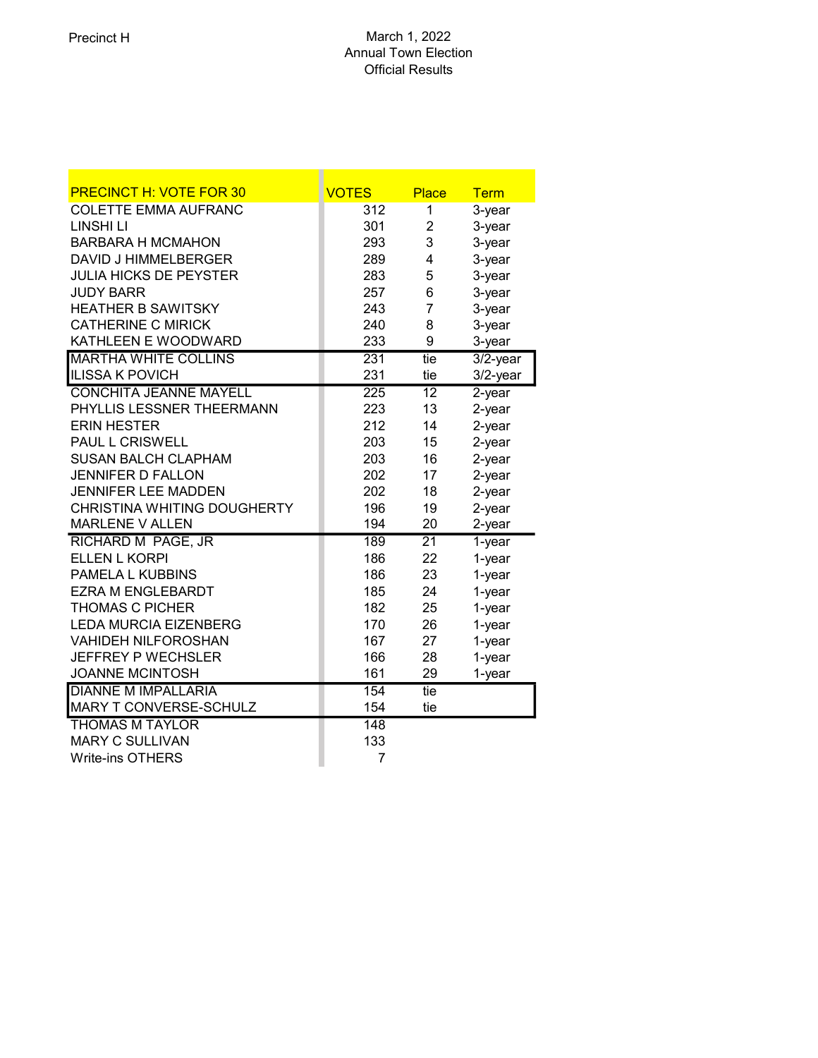Precinct H

March 1, 2022
Annual Town Election
Official Results

| PRECINCT H: VOTE FOR 30 | VOTES | Place | Term |
|---|---|---|---|
| COLETTE EMMA AUFRANC | 312 | 1 | 3-year |
| LINSHI LI | 301 | 2 | 3-year |
| BARBARA H MCMAHON | 293 | 3 | 3-year |
| DAVID J HIMMELBERGER | 289 | 4 | 3-year |
| JULIA HICKS DE PEYSTER | 283 | 5 | 3-year |
| JUDY BARR | 257 | 6 | 3-year |
| HEATHER B SAWITSKY | 243 | 7 | 3-year |
| CATHERINE C MIRICK | 240 | 8 | 3-year |
| KATHLEEN E WOODWARD | 233 | 9 | 3-year |
| MARTHA WHITE COLLINS | 231 | tie | 3/2-year |
| ILISSA K POVICH | 231 | tie | 3/2-year |
| CONCHITA JEANNE MAYELL | 225 | 12 | 2-year |
| PHYLLIS LESSNER THEERMANN | 223 | 13 | 2-year |
| ERIN HESTER | 212 | 14 | 2-year |
| PAUL L CRISWELL | 203 | 15 | 2-year |
| SUSAN BALCH CLAPHAM | 203 | 16 | 2-year |
| JENNIFER D FALLON | 202 | 17 | 2-year |
| JENNIFER LEE MADDEN | 202 | 18 | 2-year |
| CHRISTINA WHITING DOUGHERTY | 196 | 19 | 2-year |
| MARLENE V ALLEN | 194 | 20 | 2-year |
| RICHARD M PAGE, JR | 189 | 21 | 1-year |
| ELLEN L KORPI | 186 | 22 | 1-year |
| PAMELA L KUBBINS | 186 | 23 | 1-year |
| EZRA M ENGLEBARDT | 185 | 24 | 1-year |
| THOMAS C PICHER | 182 | 25 | 1-year |
| LEDA MURCIA EIZENBERG | 170 | 26 | 1-year |
| VAHIDEH NILFOROSHAN | 167 | 27 | 1-year |
| JEFFREY P WECHSLER | 166 | 28 | 1-year |
| JOANNE MCINTOSH | 161 | 29 | 1-year |
| DIANNE M IMPALLARIA | 154 | tie | |
| MARY T CONVERSE-SCHULZ | 154 | tie | |
| THOMAS M TAYLOR | 148 | | |
| MARY C SULLIVAN | 133 | | |
| Write-ins OTHERS | 7 | | |